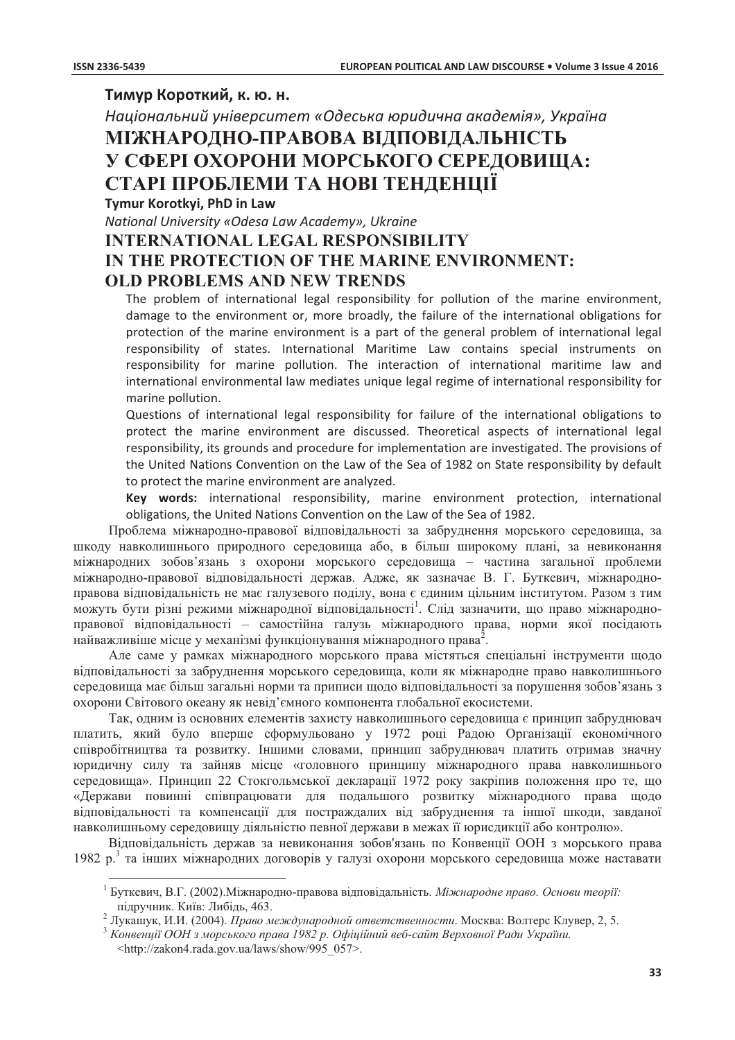**Тимур Короткий, к. ю. н.**

*Національний університет «Одеська юридична академія», Україна*

# МІЖНАРОДНО-ПРАВОВА ВІДПОВІДАЛЬНІСТЬ У СФЕРІ ОХОРОНИ МОРСЬКОГО СЕРЕДОВИЩА: СТАРІ ПРОБЛЕМИ ТА НОВІ ТЕНДЕНЦІЇ

**Tymur Korotkyi, PhD in Law**

*National University «Odesa Law Academy», Ukraine*

# INTERNATIONAL LEGAL RESPONSIBILITY IN THE PROTECTION OF THE MARINE ENVIRONMENT: OLD PROBLEMS AND NEW TRENDS

The problem of international legal responsibility for pollution of the marine environment, damage to the environment or, more broadly, the failure of the international obligations for protection of the marine environment is a part of the general problem of international legal responsibility of states. International Maritime Law contains special instruments on responsibility for marine pollution. The interaction of international maritime law and international environmental law mediates unique legal regime of international responsibility for marine pollution.

Questions of international legal responsibility for failure of the international obligations to protect the marine environment are discussed. Theoretical aspects of international legal responsibility, its grounds and procedure for implementation are investigated. The provisions of the United Nations Convention on the Law of the Sea of 1982 on State responsibility by default to protect the marine environment are analyzed.

**Key words:** international responsibility, marine environment protection, international obligations, the United Nations Convention on the Law of the Sea of 1982.

Проблема міжнародно-правової відповідальності за забруднення морського середовища, за шкоду навколишнього природного середовища або, в більш широкому плані, за невиконання міжнародних зобов'язань з охорони морського середовища – частина загальної проблеми міжнародно-правової відповідальності держав. Адже, як зазначає В. Г. Буткевич, міжнародно-правова відповідальність не має галузевого поділу, вона є єдиним цільним інститутом. Разом з тим можуть бути різні режими міжнародної відповідальності[1]. Слід зазначити, що право міжнародно-правової відповідальності – самостійна галузь міжнародного права, норми якої посідають найважливіше місце у механізмі функціонування міжнародного права[2].

Але саме у рамках міжнародного морського права містяться спеціальні інструменти щодо відповідальності за забруднення морського середовища, коли як міжнародне право навколишнього середовища має більш загальні норми та приписи щодо відповідальності за порушення зобов'язань з охорони Світового океану як невід'ємного компонента глобальної екосистеми.

Так, одним із основних елементів захисту навколишнього середовища є принцип забруднювач платить, який було вперше сформульовано у 1972 році Радою Організації економічного співробітництва та розвитку. Іншими словами, принцип забруднювач платить отримав значну юридичну силу та зайняв місце «головного принципу міжнародного права навколишнього середовища». Принцип 22 Стокгольмської декларації 1972 року закріпив положення про те, що «Держави повинні співпрацювати для подальшого розвитку міжнародного права щодо відповідальності та компенсації для постраждалих від забруднення та іншої шкоди, завданої навколишньому середовищу діяльністю певної держави в межах її юрисдикції або контролю».

Відповідальність держав за невиконання зобов'язань по Конвенції ООН з морського права 1982 р.[3] та інших міжнародних договорів у галузі охорони морського середовища може наставати

---

[1] Буткевич, В.Г. (2002).Міжнародно-правова відповідальність. *Міжнародне право. Основи теорії:* підручник. Київ: Либідь, 463.

[2] Лукашук, И.И. (2004). *Право международной ответственности*. Москва: Волтерс Клувер, 2, 5.

[3] *Конвенції ООН з морського права 1982 р. Офіційний веб-сайт Верховної Ради України.* <http://zakon4.rada.gov.ua/laws/show/995_057>.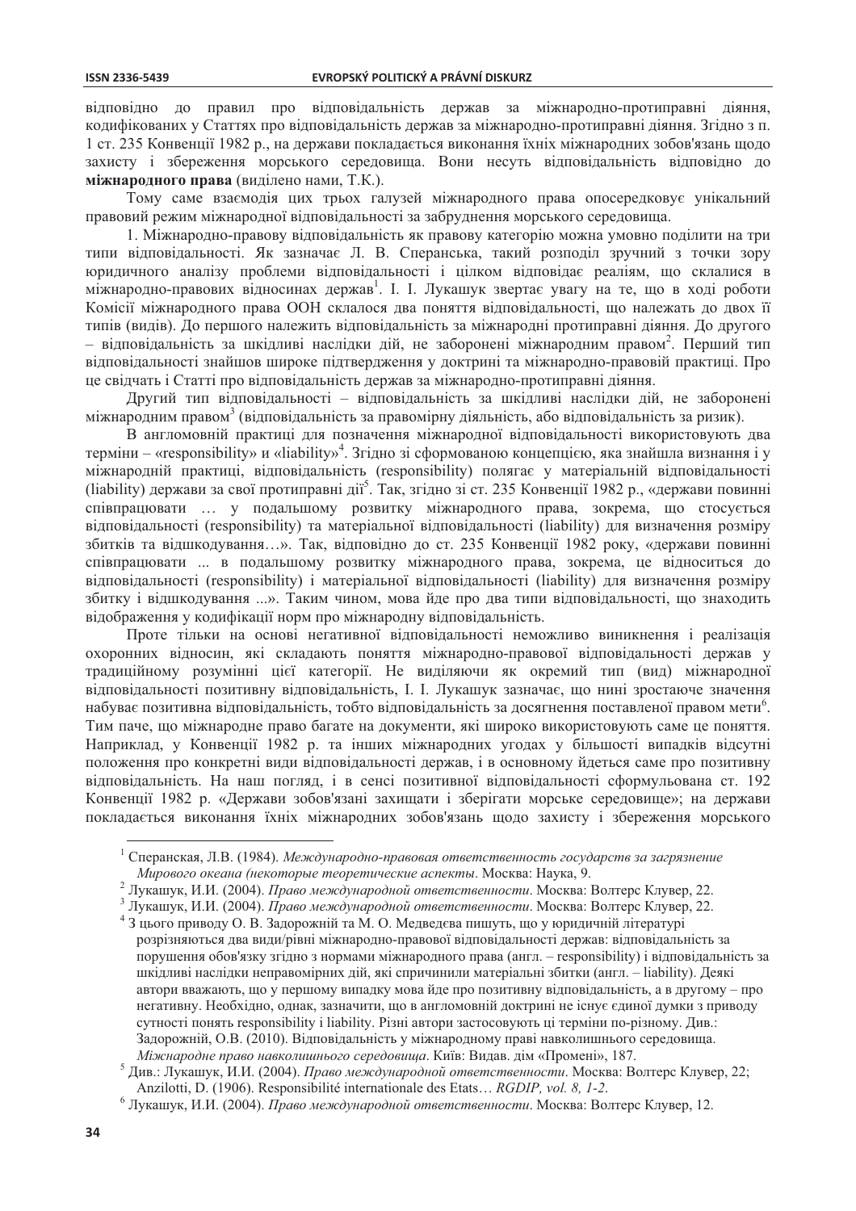відповідно до правил про відповідальність держав за міжнародно-протиправні діяння, кодифікованих у Статтях про відповідальність держав за міжнародно-протиправні діяння. Згідно з п. 1 ст. 235 Конвенції 1982 р., на держави покладається виконання їхніх міжнародних зобов'язань щодо захисту і збереження морського середовища. Вони несуть відповідальність відповідно до **міжнародного права** (виділено нами, Т.К.).

Тому саме взаємодія цих трьох галузей міжнародного права опосередковує унікальний правовий режим міжнародної відповідальності за забруднення морського середовища.

1. Міжнародно-правову відповідальність як правову категорію можна умовно поділити на три типи відповідальності. Як зазначає Л. В. Сперанська, такий розподіл зручний з точки зору юридичного аналізу проблеми відповідальності і цілком відповідає реаліям, що склалися в міжнародно-правових відносинах держав[1]. І. І. Лукашук звертає увагу на те, що в ході роботи Комісії міжнародного права ООН склалося два поняття відповідальності, що належать до двох її типів (видів). До першого належить відповідальність за міжнародні протиправні діяння. До другого – відповідальність за шкідливі наслідки дій, не заборонені міжнародним правом[2]. Перший тип відповідальності знайшов широке підтвердження у доктрині та міжнародно-правовій практиці. Про це свідчать і Статті про відповідальність держав за міжнародно-протиправні діяння.

Другий тип відповідальності – відповідальність за шкідливі наслідки дій, не заборонені міжнародним правом[3] (відповідальність за правомірну діяльність, або відповідальність за ризик).

В англомовній практиці для позначення міжнародної відповідальності використовують два терміни – «responsibility» и «liability»[4]. Згідно зі сформованою концепцією, яка знайшла визнання і у міжнародній практиці, відповідальність (responsibility) полягає у матеріальній відповідальності (liability) держави за свої протиправні дії[5]. Так, згідно зі ст. 235 Конвенції 1982 р., «держави повинні співпрацювати … у подальшому розвитку міжнародного права, зокрема, що стосується відповідальності (responsibility) та матеріальної відповідальності (liability) для визначення розміру збитків та відшкодування…». Так, відповідно до ст. 235 Конвенції 1982 року, «держави повинні співпрацювати ... в подальшому розвитку міжнародного права, зокрема, це відноситься до відповідальності (responsibility) і матеріальної відповідальності (liability) для визначення розміру збитку і відшкодування ...». Таким чином, мова йде про два типи відповідальності, що знаходить відображення у кодифікації норм про міжнародну відповідальність.

Проте тільки на основі негативної відповідальності неможливо виникнення і реалізація охоронних відносин, які складають поняття міжнародно-правової відповідальності держав у традиційному розумінні цієї категорії. Не виділяючи як окремий тип (вид) міжнародної відповідальності позитивну відповідальність, І. І. Лукашук зазначає, що нині зростаюче значення набуває позитивна відповідальність, тобто відповідальність за досягнення поставленої правом мети[6]. Тим паче, що міжнародне право багате на документи, які широко використовують саме це поняття. Наприклад, у Конвенції 1982 р. та інших міжнародних угодах у більшості випадків відсутні положення про конкретні види відповідальності держав, і в основному йдеться саме про позитивну відповідальність. На наш погляд, і в сенсі позитивної відповідальності сформульована ст. 192 Конвенції 1982 р. «Держави зобов'язані захищати і зберігати морське середовище»; на держави покладається виконання їхніх міжнародних зобов'язань щодо захисту і збереження морського

---

[1] Сперанская, Л.В. (1984). *Международно-правовая ответственность государств за загрязнение Мирового океана (некоторые теоретические аспекты)*. Москва: Наука, 9.

[2] Лукашук, И.И. (2004). *Право международной ответственности*. Москва: Волтерс Клувер, 22.

[3] Лукашук, И.И. (2004). *Право международной ответственности*. Москва: Волтерс Клувер, 22.

[4] З цього приводу О. В. Задорожній та М. О. Медведєва пишуть, що у юридичній літературі розрізняються два види/рівні міжнародно-правової відповідальності держав: відповідальність за порушення обов'язку згідно з нормами міжнародного права (англ. – responsibility) і відповідальність за шкідливі наслідки неправомірних дій, які спричинили матеріальні збитки (англ. – liability). Деякі автори вважають, що у першому випадку мова йде про позитивну відповідальність, а в другому – про негативну. Необхідно, однак, зазначити, що в англомовній доктрині не існує єдиної думки з приводу сутності понять responsibility і liability. Різні автори застосовують ці терміни по-різному. Див.: Задорожній, О.В. (2010). Відповідальність у міжнародному праві навколишнього середовища. *Міжнародне право навколишнього середовища*. Київ: Видав. дім «Промені», 187.

[5] Див.: Лукашук, И.И. (2004). *Право международной ответственности*. Москва: Волтерс Клувер, 22; Anzilotti, D. (1906). Responsibilité internationale des Etats… *RGDIP, vol. 8, 1-2*.

[6] Лукашук, И.И. (2004). *Право международной ответственности*. Москва: Волтерс Клувер, 12.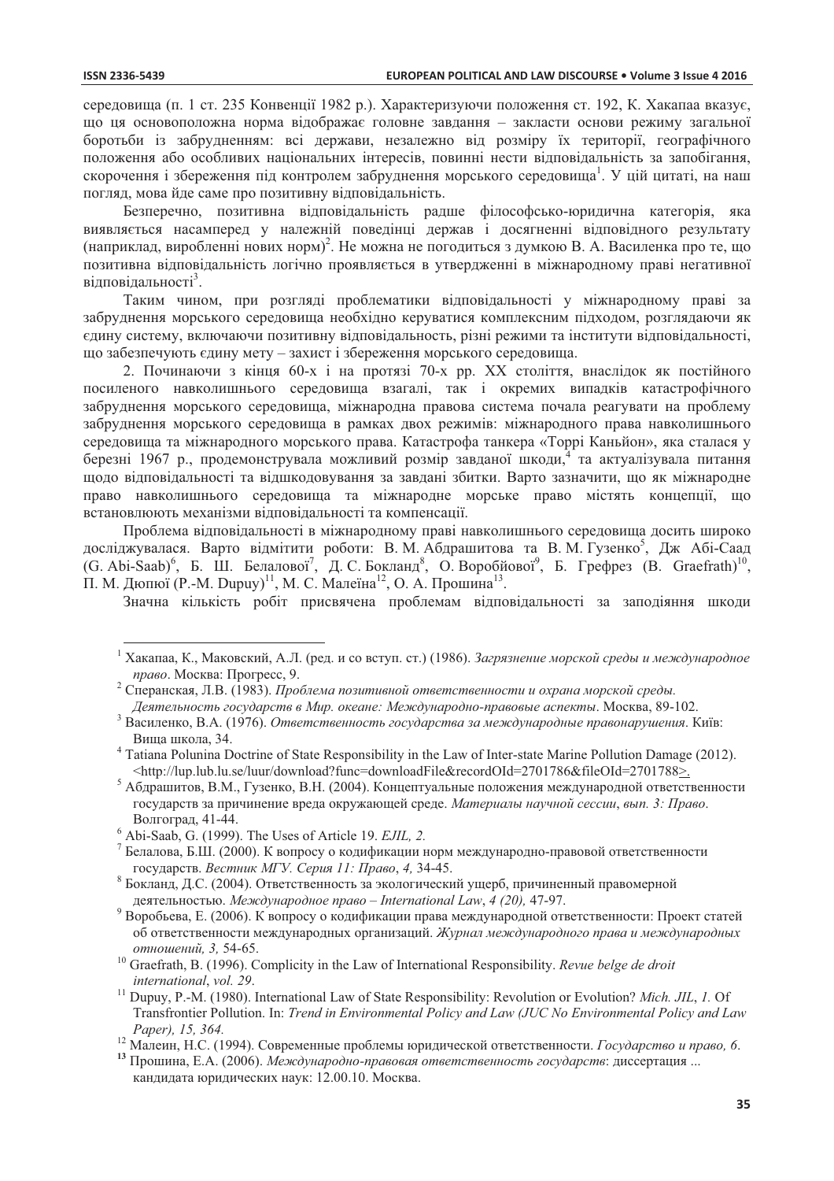середовища (п. 1 ст. 235 Конвенції 1982 р.). Характеризуючи положення ст. 192, К. Хакапаа вказує, що ця основоположна норма відображає головне завдання – закласти основи режиму загальної боротьби із забрудненням: всі держави, незалежно від розміру їх території, географічного положення або особливих національних інтересів, повинні нести відповідальність за запобігання, скорочення і збереження під контролем забруднення морського середовища[1]. У цій цитаті, на наш погляд, мова йде саме про позитивну відповідальність.

Безперечно, позитивна відповідальність радше філософсько-юридична категорія, яка виявляється насамперед у належній поведінці держав і досягненні відповідного результату (наприклад, виробленні нових норм)[2]. Не можна не погодиться з думкою В. А. Василенка про те, що позитивна відповідальність логічно проявляється в утвердженні в міжнародному праві негативної відповідальності[3].

Таким чином, при розгляді проблематики відповідальності у міжнародному праві за забруднення морського середовища необхідно керуватися комплексним підходом, розглядаючи як єдину систему, включаючи позитивну відповідальність, різні режими та інститути відповідальності, що забезпечують єдину мету – захист і збереження морського середовища.

2. Починаючи з кінця 60-х і на протязі 70-х рр. ХХ століття, внаслідок як постійного посиленого навколишнього середовища взагалі, так і окремих випадків катастрофічного забруднення морського середовища, міжнародна правова система почала реагувати на проблему забруднення морського середовища в рамках двох режимів: міжнародного права навколишнього середовища та міжнародного морського права. Катастрофа танкера «Торрі Каньйон», яка сталася у березні 1967 р., продемонструвала можливий розмір завданої шкоди,[4] та актуалізувала питання щодо відповідальності та відшкодовування за завдані збитки. Варто зазначити, що як міжнародне право навколишнього середовища та міжнародне морське право містять концепції, що встановлюють механізми відповідальності та компенсації.

Проблема відповідальності в міжнародному праві навколишнього середовища досить широко досліджувалася. Варто відмітити роботи: В. М. Абдрашитова та В. М. Гузенко[5], Дж Абі-Саад (G. Abi-Saab)[6], Б. Ш. Белалової[7], Д. С. Бокланд[8], О. Воробйової[9], Б. Грефрез (B. Graefrath)[10], П. М. Дюпюї (P.-M. Dupuy)[11], М. С. Малеїна[12], О. А. Прошина[13].

Значна кількість робіт присвячена проблемам відповідальності за заподіяння шкоди

---

[1] Хакапаа, К., Маковский, А.Л. (ред. и со вступ. ст.) (1986). *Загрязнение морской среды и международное право*. Москва: Прогресс, 9.

[2] Сперанская, Л.В. (1983). *Проблема позитивной ответственности и охрана морской среды. Деятельность государств в Мир. океане: Международно-правовые аспекты*. Москва, 89-102.

[3] Василенко, В.А. (1976). *Ответственность государства за международные правонарушения*. Київ: Вища школа, 34.

[4] Tatiana Polunina Doctrine of State Responsibility in the Law of Inter-state Marine Pollution Damage (2012). <http://lup.lub.lu.se/luur/download?func=downloadFile&recordOId=2701786&fileOId=2701788>.

[5] Абдрашитов, В.М., Гузенко, В.Н. (2004). Концептуальные положения международной ответственности государств за причинение вреда окружающей среде. *Материалы научной сессии, вып. 3: Право*. Волгоград, 41-44.

[6] Abi-Saab, G. (1999). The Uses of Article 19. *EJIL, 2.*

[7] Белалова, Б.Ш. (2000). К вопросу о кодификации норм международно-правовой ответственности государств. *Вестник МГУ. Серия 11: Право*, *4,* 34-45.

[8] Бокланд, Д.С. (2004). Ответственность за экологический ущерб, причиненный правомерной деятельностью. *Международное право – International Law*, *4 (20),* 47-97.

[9] Воробьева, Е. (2006). К вопросу о кодификации права международной ответственности: Проект статей об ответственности международных организаций. *Журнал международного права и международных отношений, 3,* 54-65.

[10] Graefrath, B. (1996). Complicity in the Law of International Responsibility. *Revue belge de droit international*, *vol. 29*.

[11] Dupuy, P.-M. (1980). International Law of State Responsibility: Revolution or Evolution? *Mich. JIL*, *1.* Of Transfrontier Pollution. In: *Trend in Environmental Policy and Law (JUC No Environmental Policy and Law Paper), 15, 364.*

[12] Малеин, Н.С. (1994). Современные проблемы юридической ответственности. *Государство и право, 6.*

[13] Прошина, Е.А. (2006). *Международно-правовая ответственность государств*: диссертация ... кандидата юридических наук: 12.00.10. Москва.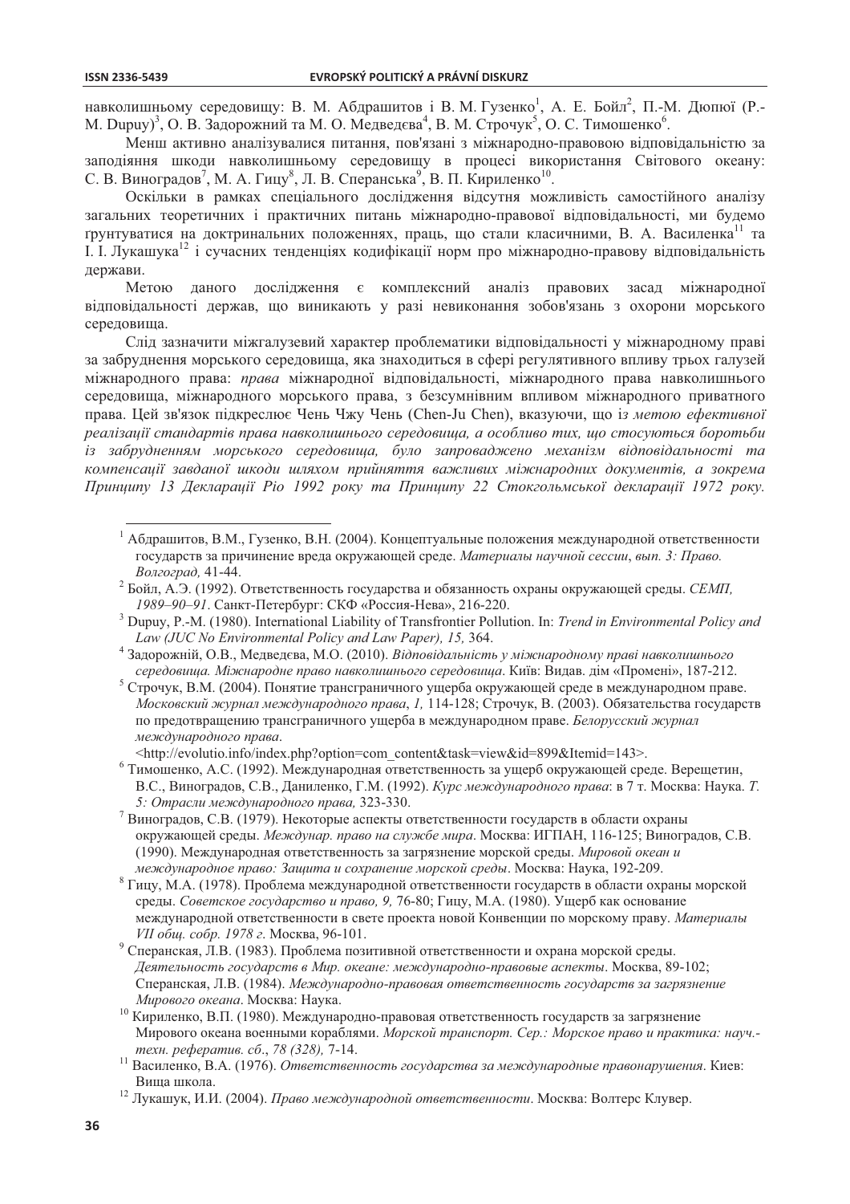навколишньому середовищу: В. М. Абдрашитов і В. М. Гузенко[1], А. Е. Бойл[2], П.-М. Дюпюї (P.-M. Dupuy)[3], О. В. Задорожний та М. О. Медведєва[4], В. М. Строчук[5], О. С. Тимошенко[6].

Менш активно аналізувалися питання, пов'язані з міжнародно-правовою відповідальністю за заподіяння шкоди навколишньому середовищу в процесі використання Світового океану: С. В. Виноградов[7], М. А. Гицу[8], Л. В. Сперанська[9], В. П. Кириленко[10].

Оскільки в рамках спеціального дослідження відсутня можливість самостійного аналізу загальних теоретичних і практичних питань міжнародно-правової відповідальності, ми будемо ґрунтуватися на доктринальних положеннях, праць, що стали класичними, В. А. Василенка[11] та І. І. Лукашука[12] і сучасних тенденціях кодифікації норм про міжнародно-правову відповідальність держави.

Метою даного дослідження є комплексний аналіз правових засад міжнародної відповідальності держав, що виникають у разі невиконання зобов'язань з охорони морського середовища.

Слід зазначити міжгалузевий характер проблематики відповідальності у міжнародному праві за забруднення морського середовища, яка знаходиться в сфері регулятивного впливу трьох галузей міжнародного права: *права* міжнародної відповідальності, міжнародного права навколишнього середовища, міжнародного морського права, з безсумнівним впливом міжнародного приватного права. Цей зв'язок підкреслює Чень Чжу Чень (Chen-Ju Chen), вказуючи, що *із метою ефективної реалізації стандартів права навколишнього середовища, а особливо тих, що стосуються боротьби із забрудненням морського середовища, було запроваджено механізм відповідальності та компенсації завданої шкоди шляхом прийняття важливих міжнародних документів, а зокрема Принципу 13 Декларації Ріо 1992 року та Принципу 22 Стокгольмської декларації 1972 року.*

---

[1] Абдрашитов, В.М., Гузенко, В.Н. (2004). Концептуальные положения международной ответственности государств за причинение вреда окружающей среде. *Материалы научной сессии, вып. 3: Право. Волгоград,* 41-44.

[2] Бойл, А.Э. (1992). Ответственность государства и обязанность охраны окружающей среды. *СЕМП, 1989–90–91*. Санкт-Петербург: СКФ «Россия-Нева», 216-220.

[3] Dupuy, P.-M. (1980). International Liability of Transfrontier Pollution. In: *Trend in Environmental Policy and Law (JUC No Environmental Policy and Law Paper), 15,* 364.

[4] Задорожній, О.В., Медведєва, М.О. (2010). *Відповідальність у міжнародному праві навколишнього середовища. Міжнародне право навколишнього середовища*. Київ: Видав. дім «Промені», 187-212.

[5] Строчук, В.М. (2004). Понятие трансграничного ущерба окружающей среде в международном праве. *Московский журнал международного права*, *1,* 114-128; Строчук, В. (2003). Обязательства государств по предотвращению трансграничного ущерба в международном праве. *Белорусский журнал международного права*. <http://evolutio.info/index.php?option=com_content&task=view&id=899&Itemid=143>.

[6] Тимошенко, А.С. (1992). Международная ответственность за ущерб окружающей среде. Верещетин, В.С., Виноградов, С.В., Даниленко, Г.М. (1992). *Курс международного права*: в 7 т. Москва: Наука. *Т. 5: Отрасли международного права,* 323-330.

[7] Виноградов, С.В. (1979). Некоторые аспекты ответственности государств в области охраны окружающей среды. *Междунар. право на службе мира*. Москва: ИГПАН, 116-125; Виноградов, С.В. (1990). Международная ответственность за загрязнение морской среды. *Мировой океан и международное право: Защита и сохранение морской среды*. Москва: Наука, 192-209.

[8] Гицу, М.А. (1978). Проблема международной ответственности государств в области охраны морской среды. *Советское государство и право, 9,* 76-80; Гицу, М.А. (1980). Ущерб как основание международной ответственности в свете проекта новой Конвенции по морскому праву. *Материалы VII общ. собр. 1978 г*. Москва, 96-101.

[9] Сперанская, Л.В. (1983). Проблема позитивной ответственности и охрана морской среды. *Деятельность государств в Мир. океане: международно-правовые аспекты*. Москва, 89-102; Сперанская, Л.В. (1984). *Международно-правовая ответственность государств за загрязнение Мирового океана*. Москва: Наука.

[10] Кириленко, В.П. (1980). Международно-правовая ответственность государств за загрязнение Мирового океана военными кораблями. *Морской транспорт. Сер.: Морское право и практика: науч.-техн. рефератив. сб*., *78 (328),* 7-14.

[11] Василенко, В.А. (1976). *Ответственность государства за международные правонарушения*. Киев: Вища школа.

[12] Лукашук, И.И. (2004). *Право международной ответственности*. Москва: Волтерс Клувер.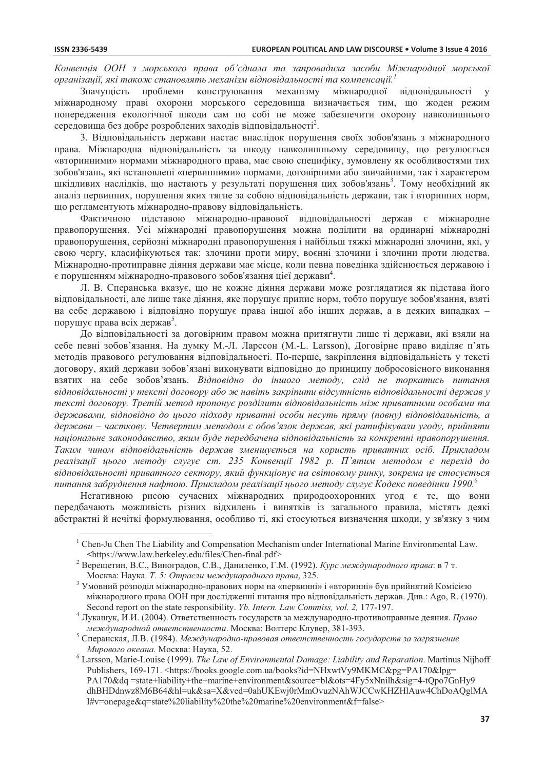*Конвенція ООН з морського права об'єднала та запровадила засоби Міжнародної морської організації, які також становлять механізм відповідальності та компенсації.*[1]

Значущість проблеми конструювання механізму міжнародної відповідальності у міжнародному праві охорони морського середовища визначається тим, що жоден режим попередження екологічної шкоди сам по собі не може забезпечити охорону навколишнього середовища без добре розроблених заходів відповідальності[2].

3. Відповідальність держави настає внаслідок порушення своїх зобов'язань з міжнародного права. Міжнародна відповідальність за шкоду навколишньому середовищу, що регулюється «вторинними» нормами міжнародного права, має свою специфіку, зумовлену як особливостями тих зобов'язань, які встановлені «первинними» нормами, договірними або звичайними, так і характером шкідливих наслідків, що настають у результаті порушення цих зобов'язань[3]. Тому необхідний як аналіз первинних, порушення яких тягне за собою відповідальність держави, так і вторинних норм, що регламентують міжнародно-правову відповідальність.

Фактичною підставою міжнародно-правової відповідальності держав є міжнародне правопорушення. Усі міжнародні правопорушення можна поділити на ординарні міжнародні правопорушення, серйозні міжнародні правопорушення і найбільш тяжкі міжнародні злочини, які, у свою чергу, класифікуються так: злочини проти миру, воєнні злочини і злочини проти людства. Міжнародно-протиправне діяння держави має місце, коли певна поведінка здійснюється державою і є порушенням міжнародно-правового зобов'язання цієї держави[4].

Л. В. Сперанська вказує, що не кожне діяння держави може розглядатися як підстава його відповідальності, але лише таке діяння, яке порушує припис норм, тобто порушує зобов'язання, взяті на себе державою і відповідно порушує права іншої або інших держав, а в деяких випадках – порушує права всіх держав[5].

До відповідальності за договірним правом можна притягнути лише ті держави, які взяли на себе певні зобов'язання. На думку М.-Л. Ларссон (M.-L. Larsson), Договірне право виділяє п'ять методів правового регулювання відповідальності. По-перше, закріплення відповідальність у тексті договору, який держави зобов'язані виконувати відповідно до принципу добросовісного виконання взятих на себе зобов'язань. *Відповідно до іншого методу, слід не торкатись питання відповідальності у тексті договору або ж навіть закріпити відсутність відповідальності держав у тексті договору. Третій метод пропонує розділити відповідальність між приватними особами та державами, відповідно до цього підходу приватні особи несуть пряму (повну) відповідальність, а держави – часткову. Четвертим методом є обов'язок держав, які ратифікували угоду, прийняти національне законодавство, яким буде передбачена відповідальність за конкретні правопорушення. Таким чином відповідальність держав зменшується на користь приватних осіб. Прикладом реалізації цього методу слугує ст. 235 Конвенції 1982 р. П'ятим методом є перехід до відповідальності приватного сектору, який функціонує на світовому ринку, зокрема це стосується питання забруднення нафтою. Прикладом реалізації цього методу слугує Кодекс поведінки 1990.*[6]

Негативною рисою сучасних міжнародних природоохоронних угод є те, що вони передбачають можливість різних відхилень і винятків із загального правила, містять деякі абстрактні й нечіткі формулювання, особливо ті, які стосуються визначення шкоди, у зв'язку з чим

---

[1] Chen-Ju Chen The Liability and Compensation Mechanism under International Marine Environmental Law. <https://www.law.berkeley.edu/files/Chen-final.pdf>

[2] Верещетин, В.С., Виноградов, С.В., Даниленко, Г.М. (1992). *Курс международного права*: в 7 т. Москва: Наука. *Т. 5: Отрасли международного права*, 325.

[3] Умовний розподіл міжнародно-правових норм на «первинні» і «вторинні» був прийнятий Комісією міжнародного права ООН при дослідженні питання про відповідальність держав. Див.: Ago, R. (1970). Second report on the state responsibility. *Yb. Intern. Law Commiss, vol. 2,* 177-197.

[4] Лукашук, И.И. (2004). Ответственность государств за международно-противоправные деяния. *Право международной ответственности*. Москва: Волтерс Клувер, 381-393.

[5] Сперанская, Л.В. (1984). *Международно-правовая ответственность государств за загрязнение Мирового океана.* Москва: Наука, 52.

[6] Larsson, Marie-Louise (1999). *The Law of Environmental Damage: Liability and Reparation*. Martinus Nijhoff Publishers, 169-171. <https://books.google.com.ua/books?id=NHxwtVy9MKMC&pg=PA170&lpg=PA170&dq =state+liability+the+marine+environment&source=bl&ots=4Fy5xNnilh&sig=4-tQpo7GnHy9dhBHDdnwz8M6B64&hl=uk&sa=X&ved=0ahUKEwj0rMmOvuzNAhWJCCwKHZHlAuw4ChDoAQglMAI#v=onepage&q=state%20liability%20the%20marine%20environment&f=false>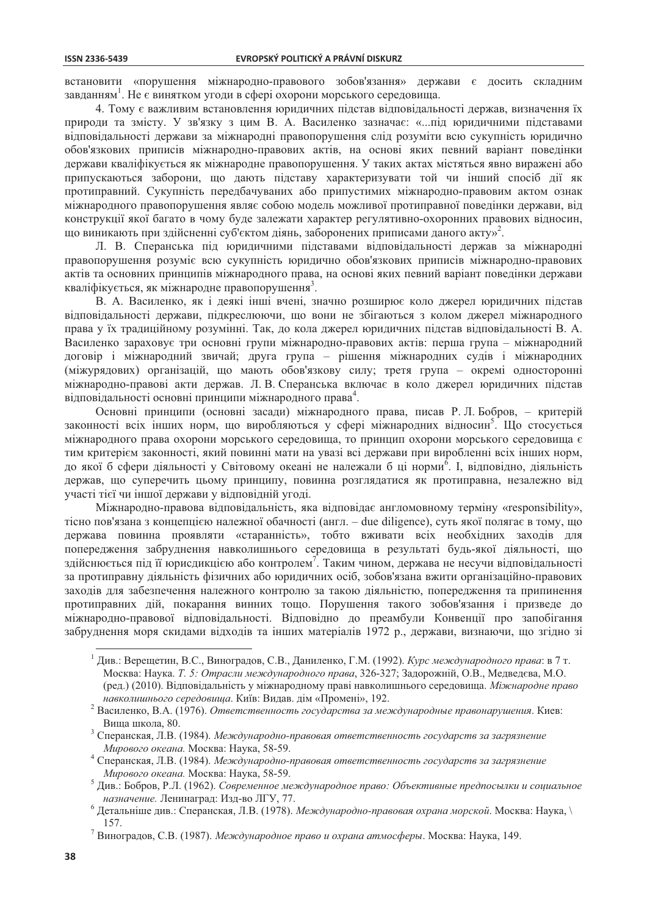встановити «порушення міжнародно-правового зобов'язання» держави є досить складним завданням[1]. Не є винятком угоди в сфері охорони морського середовища.

4. Тому є важливим встановлення юридичних підстав відповідальності держав, визначення їх природи та змісту. У зв'язку з цим В. А. Василенко зазначає: «...під юридичними підставами відповідальності держави за міжнародні правопорушення слід розуміти всю сукупність юридично обов'язкових приписів міжнародно-правових актів, на основі яких певний варіант поведінки держави кваліфікується як міжнародне правопорушення. У таких актах містяться явно виражені або припускаються заборони, що дають підставу характеризувати той чи інший спосіб дії як протиправний. Сукупність передбачуваних або припустимих міжнародно-правовим актом ознак міжнародного правопорушення являє собою модель можливої протиправної поведінки держави, від конструкції якої багато в чому буде залежати характер регулятивно-охоронних правових відносин, що виникають при здійсненні суб'єктом діянь, заборонених приписами даного акту»[2].

Л. В. Сперанська під юридичними підставами відповідальності держав за міжнародні правопорушення розуміє всю сукупність юридично обов'язкових приписів міжнародно-правових актів та основних принципів міжнародного права, на основі яких певний варіант поведінки держави кваліфікується, як міжнародне правопорушення[3].

В. А. Василенко, як і деякі інші вчені, значно розширює коло джерел юридичних підстав відповідальності держави, підкреслюючи, що вони не збігаються з колом джерел міжнародного права у їх традиційному розумінні. Так, до кола джерел юридичних підстав відповідальності В. А. Василенко зараховує три основні групи міжнародно-правових актів: перша група – міжнародний договір і міжнародний звичай; друга група – рішення міжнародних судів і міжнародних (міжурядових) організацій, що мають обов'язкову силу; третя група – окремі односторонні міжнародно-правові акти держав. Л. В. Сперанська включає в коло джерел юридичних підстав відповідальності основні принципи міжнародного права[4].

Основні принципи (основні засади) міжнародного права, писав Р. Л. Бобров, – критерій законності всіх інших норм, що виробляються у сфері міжнародних відносин[5]. Що стосується міжнародного права охорони морського середовища, то принцип охорони морського середовища є тим критерієм законності, який повинні мати на увазі всі держави при виробленні всіх інших норм, до якої б сфери діяльності у Світовому океані не належали б ці норми[6]. І, відповідно, діяльність держав, що суперечить цьому принципу, повинна розглядатися як протиправна, незалежно від участі тієї чи іншої держави у відповідній угоді.

Міжнародно-правова відповідальність, яка відповідає англомовному терміну «responsibility», тісно пов'язана з концепцією належної обачності (англ. – due diligence), суть якої полягає в тому, що держава повинна проявляти «старанність», тобто вживати всіх необхідних заходів для попередження забруднення навколишнього середовища в результаті будь-якої діяльності, що здійснюється під її юрисдикцією або контролем[7]. Таким чином, держава не несучи відповідальності за протиправну діяльність фізичних або юридичних осіб, зобов'язана вжити організаційно-правових заходів для забезпечення належного контролю за такою діяльністю, попередження та припинення протиправних дій, покарання винних тощо. Порушення такого зобов'язання і призведе до міжнародно-правової відповідальності. Відповідно до преамбули Конвенції про запобігання забруднення моря скидами відходів та інших матеріалів 1972 р., держави, визнаючи, що згідно зі

---

[1] Див.: Верещетин, В.С., Виноградов, С.В., Даниленко, Г.М. (1992). *Курс международного права*: в 7 т. Москва: Наука. *Т. 5: Отрасли международного права*, 326-327; Задорожній, О.В., Медведєва, М.О. (ред.) (2010). Відповідальність у міжнародному праві навколишнього середовища. *Міжнародне право навколишнього середовища*. Київ: Видав. дім «Промені», 192.

[2] Василенко, В.А. (1976). *Ответственность государства за международные правонарушения*. Киев: Вища школа, 80.

[3] Сперанская, Л.В. (1984). *Международно-правовая ответственность государств за загрязнение Мирового океана.* Москва: Наука, 58-59.

[4] Сперанская, Л.В. (1984). *Международно-правовая ответственность государств за загрязнение Мирового океана.* Москва: Наука, 58-59.

[5] Див.: Бобров, Р.Л. (1962). *Современное международное право: Объективные предпосылки и социальное назначение.* Ленинаград: Изд-во ЛГУ, 77.

[6] Детальніше див.: Сперанская, Л.В. (1978). *Международно-правовая охрана морской*. Москва: Наука, \ 157.

[7] Виноградов, С.В. (1987). *Международное право и охрана атмосферы*. Москва: Наука, 149.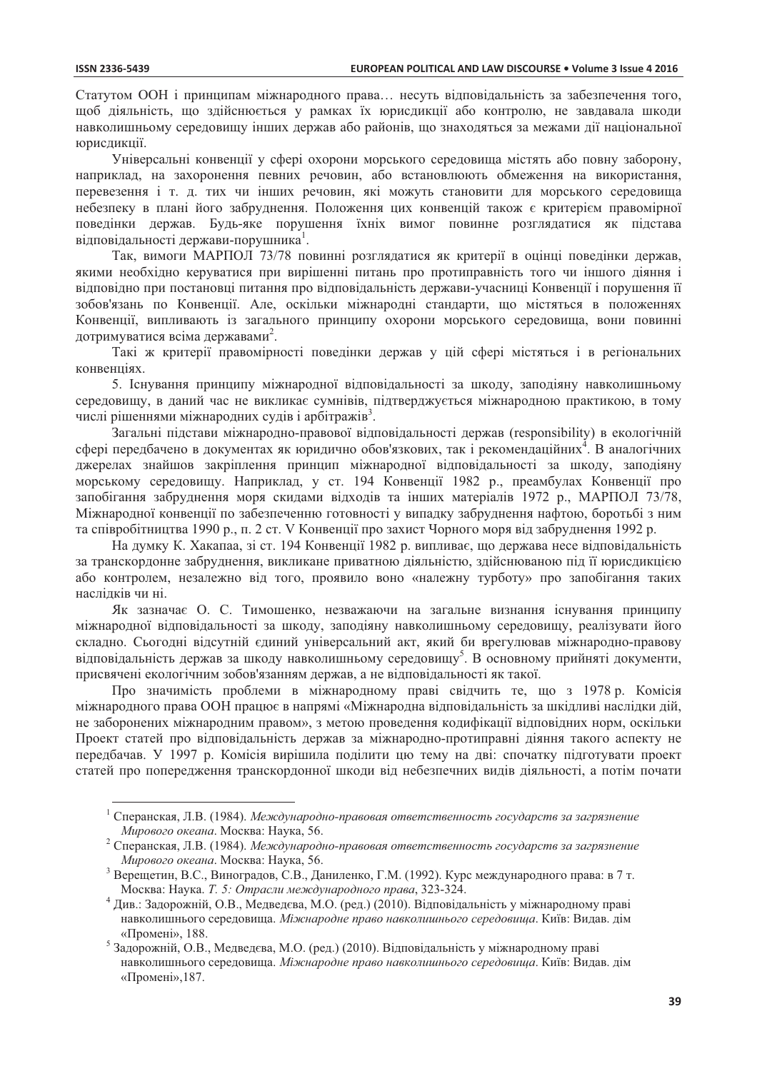Статутом ООН і принципам міжнародного права… несуть відповідальність за забезпечення того, щоб діяльність, що здійснюється у рамках їх юрисдикції або контролю, не завдавала шкоди навколишньому середовищу інших держав або районів, що знаходяться за межами дії національної юрисдикції.

Універсальні конвенції у сфері охорони морського середовища містять або повну заборону, наприклад, на захоронення певних речовин, або встановлюють обмеження на використання, перевезення і т. д. тих чи інших речовин, які можуть становити для морського середовища небезпеку в плані його забруднення. Положення цих конвенцій також є критерієм правомірної поведінки держав. Будь-яке порушення їхніх вимог повинне розглядатися як підстава відповідальності держави-порушника[1].

Так, вимоги МАРПОЛ 73/78 повинні розглядатися як критерії в оцінці поведінки держав, якими необхідно керуватися при вирішенні питань про протиправність того чи іншого діяння і відповідно при постановці питання про відповідальність держави-учасниці Конвенції і порушення її зобов'язань по Конвенції. Але, оскільки міжнародні стандарти, що містяться в положеннях Конвенції, випливають із загального принципу охорони морського середовища, вони повинні дотримуватися всіма державами[2].

Такі ж критерії правомірності поведінки держав у цій сфері містяться і в регіональних конвенціях.

5. Існування принципу міжнародної відповідальності за шкоду, заподіяну навколишньому середовищу, в даний час не викликає сумнівів, підтверджується міжнародною практикою, в тому числі рішеннями міжнародних судів і арбітражів[3].

Загальні підстави міжнародно-правової відповідальності держав (responsibility) в екологічній сфері передбачено в документах як юридично обов'язкових, так і рекомендаційних[4]. В аналогічних джерелах знайшов закріплення принцип міжнародної відповідальності за шкоду, заподіяну морському середовищу. Наприклад, у ст. 194 Конвенції 1982 р., преамбулах Конвенції про запобігання забруднення моря скидами відходів та інших матеріалів 1972 р., МАРПОЛ 73/78, Міжнародної конвенції по забезпеченню готовності у випадку забруднення нафтою, боротьбі з ним та співробітництва 1990 р., п. 2 ст. V Конвенції про захист Чорного моря від забруднення 1992 р.

На думку К. Хакапаа, зі ст. 194 Конвенції 1982 р. випливає, що держава несе відповідальність за транскордонне забруднення, викликане приватною діяльністю, здійснюваною під її юрисдикцією або контролем, незалежно від того, проявило воно «належну турботу» про запобігання таких наслідків чи ні.

Як зазначає О. С. Тимошенко, незважаючи на загальне визнання існування принципу міжнародної відповідальності за шкоду, заподіяну навколишньому середовищу, реалізувати його складно. Сьогодні відсутній єдиний універсальний акт, який би врегулював міжнародно-правову відповідальність держав за шкоду навколишньому середовищу[5]. В основному прийняті документи, присвячені екологічним зобов'язанням держав, а не відповідальності як такої.

Про значимість проблеми в міжнародному праві свідчить те, що з 1978 р. Комісія міжнародного права ООН працює в напрямі «Міжнародна відповідальність за шкідливі наслідки дій, не заборонених міжнародним правом», з метою проведення кодифікації відповідних норм, оскільки Проект статей про відповідальність держав за міжнародно-протиправні діяння такого аспекту не передбачав. У 1997 р. Комісія вирішила поділити цю тему на дві: спочатку підготувати проект статей про попередження транскордонної шкоди від небезпечних видів діяльності, а потім почати

---

[1] Сперанская, Л.В. (1984). *Международно-правовая ответственность государств за загрязнение Мирового океана*. Москва: Наука, 56.

[2] Сперанская, Л.В. (1984). *Международно-правовая ответственность государств за загрязнение Мирового океана*. Москва: Наука, 56.

[3] Верещетин, В.С., Виноградов, С.В., Даниленко, Г.М. (1992). Курс международного права: в 7 т. Москва: Наука. *Т. 5: Отрасли международного права*, 323-324.

[4] Див.: Задорожній, О.В., Медведєва, М.О. (ред.) (2010). Відповідальність у міжнародному праві навколишнього середовища. *Міжнародне право навколишнього середовища*. Київ: Видав. дім «Промені», 188.

[5] Задорожній, О.В., Медведєва, М.О. (ред.) (2010). Відповідальність у міжнародному праві навколишнього середовища. *Міжнародне право навколишнього середовища*. Київ: Видав. дім «Промені»,187.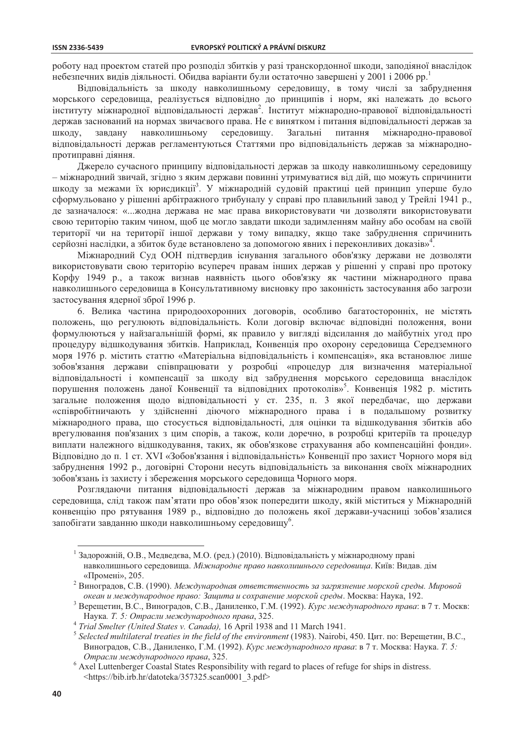роботу над проектом статей про розподіл збитків у разі транскордонної шкоди, заподіяної внаслідок небезпечних видів діяльності. Обидва варіанти були остаточно завершені у 2001 і 2006 рр.[1]

Відповідальність за шкоду навколишньому середовищу, в тому числі за забруднення морського середовища, реалізується відповідно до принципів і норм, які належать до всього інституту міжнародної відповідальності держав[2]. Інститут міжнародно-правової відповідальності держав заснований на нормах звичаєвого права. Не є винятком і питання відповідальності держав за шкоду, завдану навколишньому середовищу. Загальні питання міжнародно-правової відповідальності держав регламентуються Статтями про відповідальність держав за міжнародно-протиправні діяння.

Джерело сучасного принципу відповідальності держав за шкоду навколишньому середовищу – міжнародний звичай, згідно з яким держави повинні утримуватися від дій, що можуть спричинити шкоду за межами їх юрисдикції[3]. У міжнародній судовій практиці цей принцип уперше було сформульовано у рішенні арбітражного трибуналу у справі про плавильний завод у Трейлі 1941 р., де зазначалося: «...жодна держава не має права використовувати чи дозволяти використовувати свою територію таким чином, щоб це могло завдати шкоди задимленням майну або особам на своїй території чи на території іншої держави у тому випадку, якщо таке забруднення спричинить серйозні наслідки, а збиток буде встановлено за допомогою явних і переконливих доказів»[4].

Міжнародний Суд ООН підтвердив існування загального обов'язку держави не дозволяти використовувати свою територію всупереч правам інших держав у рішенні у справі про протоку Корфу 1949 р., а також визнав наявність цього обов'язку як частини міжнародного права навколишнього середовища в Консультативному висновку про законність застосування або загрози застосування ядерної зброї 1996 р.

6. Велика частина природоохоронних договорів, особливо багатосторонніх, не містять положень, що регулюють відповідальність. Коли договір включає відповідні положення, вони формулюються у найзагальнішій формі, як правило у вигляді відсилання до майбутніх угод про процедуру відшкодування збитків. Наприклад, Конвенція про охорону середовища Середземного моря 1976 р. містить статтю «Матеріальна відповідальність і компенсація», яка встановлює лише зобов'язання держави співпрацювати у розробці «процедур для визначення матеріальної відповідальності і компенсації за шкоду від забруднення морського середовища внаслідок порушення положень даної Конвенції та відповідних протоколів»[5]. Конвенція 1982 р. містить загальне положення щодо відповідальності у ст. 235, п. 3 якої передбачає, що держави «співробітничають у здійсненні діючого міжнародного права і в подальшому розвитку міжнародного права, що стосується відповідальності, для оцінки та відшкодування збитків або врегулювання пов'язаних з цим спорів, а також, коли доречно, в розробці критеріїв та процедур виплати належного відшкодування, таких, як обов'язкове страхування або компенсаційні фонди». Відповідно до п. 1 ст. XVI «Зобов'язання і відповідальність» Конвенції про захист Чорного моря від забруднення 1992 р., договірні Сторони несуть відповідальність за виконання своїх міжнародних зобов'язань із захисту і збереження морського середовища Чорного моря.

Розглядаючи питання відповідальності держав за міжнародним правом навколишнього середовища, слід також пам'ятати про обов'язок попередити шкоду, якій міститься у Міжнародній конвенцію про рятування 1989 р., відповідно до положень якої держави-учасниці зобов'язалися запобігати завданню шкоди навколишньому середовищу[6].

---

[1] Задорожній, О.В., Медведєва, М.О. (ред.) (2010). Відповідальність у міжнародному праві навколишнього середовища. *Міжнародне право навколишнього середовища*. Київ: Видав. дім «Промені», 205.

[2] Виноградов, С.В. (1990). *Международная ответственность за загрязнение морской среды. Мировой океан и международное право: Защита и сохранение морской среды*. Москва: Наука, 192.

[3] Верещетин, В.С., Виноградов, С.В., Даниленко, Г.М. (1992). *Курс международного права*: в 7 т. Москв: Наука. *Т. 5: Отрасли международного права*, 325.

[4] *Trial Smelter (United States v. Canada),* 16 April 1938 and 11 March 1941.

[5] *Selected multilateral treaties in the field of the environment* (1983). Nairobi, 450. Цит. по: Верещетин, В.С., Виноградов, С.В., Даниленко, Г.М. (1992). *Курс международного права*: в 7 т. Москва: Наука. *Т. 5: Отрасли международного права*, 325.

[6] Axel Luttenberger Coastal States Responsibility with regard to places of refuge for ships in distress. <https://bib.irb.hr/datoteka/357325.scan0001_3.pdf>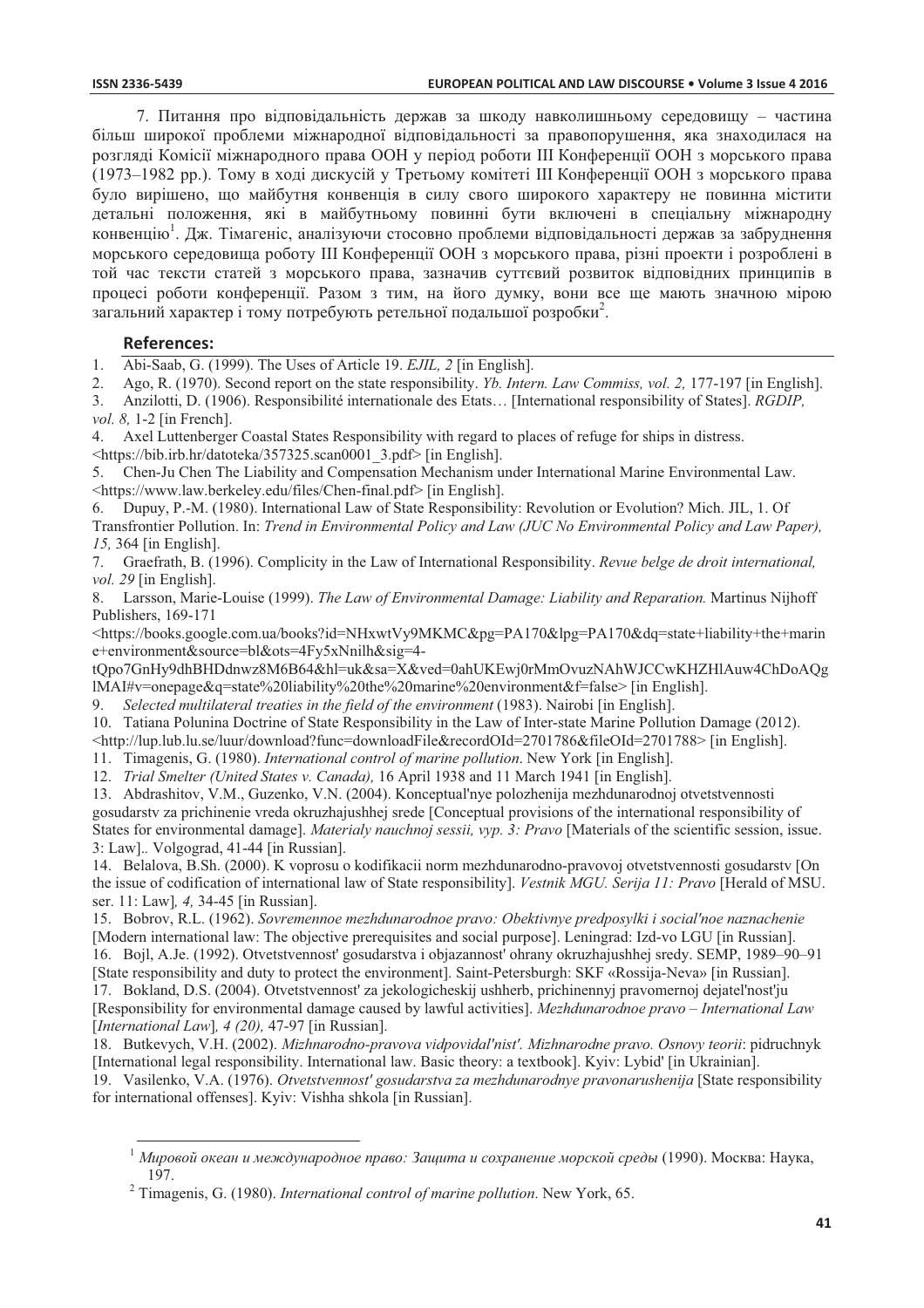7. Питання про відповідальність держав за шкоду навколишньому середовищу – частина більш широкої проблеми міжнародної відповідальності за правопорушення, яка знаходилася на розгляді Комісії міжнародного права ООН у період роботи III Конференції ООН з морського права (1973–1982 рр.). Тому в ході дискусій у Третьому комітеті III Конференції ООН з морського права було вирішено, що майбутня конвенція в силу свого широкого характеру не повинна містити детальні положення, які в майбутньому повинні бути включені в спеціальну міжнародну конвенцію[1]. Дж. Тімагеніс, аналізуючи стосовно проблеми відповідальності держав за забруднення морського середовища роботу III Конференції ООН з морського права, різні проекти і розроблені в той час тексти статей з морського права, зазначив суттєвий розвиток відповідних принципів в процесі роботи конференції. Разом з тим, на його думку, вони все ще мають значною мірою загальний характер і тому потребують ретельної подальшої розробки[2].

## References:

1. Abi-Saab, G. (1999). The Uses of Article 19. *EJIL, 2* [in English].
2. Ago, R. (1970). Second report on the state responsibility. *Yb. Intern. Law Commiss, vol. 2,* 177-197 [in English].
3. Anzilotti, D. (1906). Responsibilité internationale des Etats… [International responsibility of States]. *RGDIP, vol. 8,* 1-2 [in French].
4. Axel Luttenberger Coastal States Responsibility with regard to places of refuge for ships in distress. <https://bib.irb.hr/datoteka/357325.scan0001_3.pdf> [in English].
5. Chen-Ju Chen The Liability and Compensation Mechanism under International Marine Environmental Law. <https://www.law.berkeley.edu/files/Chen-final.pdf> [in English].
6. Dupuy, P.-M. (1980). International Law of State Responsibility: Revolution or Evolution? Mich. JIL, 1. Of Transfrontier Pollution. In: *Trend in Environmental Policy and Law (JUC No Environmental Policy and Law Paper), 15,* 364 [in English].
7. Graefrath, B. (1996). Complicity in the Law of International Responsibility. *Revue belge de droit international, vol. 29* [in English].
8. Larsson, Marie-Louise (1999). *The Law of Environmental Damage: Liability and Reparation.* Martinus Nijhoff Publishers, 169-171 <https://books.google.com.ua/books?id=NHxwtVy9MKMC&pg=PA170&lpg=PA170&dq=state+liability+the+marine+environment&source=bl&ots=4Fy5xNnilh&sig=4-tQpo7GnHy9dhBHDdnwz8M6B64&hl=uk&sa=X&ved=0ahUKEwj0rMmOvuzNAhWJCCwKHZHlAuw4ChDoAQglMAI#v=onepage&q=state%20liability%20the%20marine%20environment&f=false> [in English].
9. *Selected multilateral treaties in the field of the environment* (1983). Nairobi [in English].
10. Tatiana Polunina Doctrine of State Responsibility in the Law of Inter-state Marine Pollution Damage (2012). <http://lup.lub.lu.se/luur/download?func=downloadFile&recordOId=2701786&fileOId=2701788> [in English].
11. Timagenis, G. (1980). *International control of marine pollution*. New York [in English].
12. *Trial Smelter (United States v. Canada),* 16 April 1938 and 11 March 1941 [in English].
13. Abdrashitov, V.M., Guzenko, V.N. (2004). Konceptual'nye polozhenija mezhdunarodnoj otvetstvennosti gosudarstv za prichinenie vreda okruzhajushhej srede [Conceptual provisions of the international responsibility of States for environmental damage]. *Materialy nauchnoj sessii, vyp. 3: Pravo* [Materials of the scientific session, issue. 3: Law].. Volgograd, 41-44 [in Russian].
14. Belalova, B.Sh. (2000). K voprosu o kodifikacii norm mezhdunarodno-pravovoj otvetstvennosti gosudarstv [On the issue of codification of international law of State responsibility]. *Vestnik MGU. Serija 11: Pravo* [Herald of MSU. ser. 11: Law]*, 4,* 34-45 [in Russian].
15. Bobrov, R.L. (1962). *Sovremennoe mezhdunarodnoe pravo: Obektivnye predposylki i social'noe naznachenie* [Modern international law: The objective prerequisites and social purpose]. Leningrad: Izd-vo LGU [in Russian].
16. Bojl, A.Je. (1992). Otvetstvennost' gosudarstva i objazannost' ohrany okruzhajushhej sredy. SEMP, 1989–90–91 [State responsibility and duty to protect the environment]. Saint-Petersburgh: SKF «Rossija-Neva» [in Russian].
17. Bokland, D.S. (2004). Otvetstvennost' za jekologicheskij ushherb, prichinennyj pravomernoj dejatel'nost'ju [Responsibility for environmental damage caused by lawful activities]. *Mezhdunarodnoe pravo – International Law* [*International Law*]*, 4 (20),* 47-97 [in Russian].
18. Butkevych, V.H. (2002). *Mizhnarodno-pravova vidpovidal'nist'. Mizhnarodne pravo. Osnovy teorii*: pidruchnyk [International legal responsibility. International law. Basic theory: a textbook]. Kyiv: Lybid' [in Ukrainian].
19. Vasilenko, V.A. (1976). *Otvetstvennost' gosudarstva za mezhdunarodnye pravonarushenija* [State responsibility for international offenses]. Kyiv: Vishha shkola [in Russian].

---

[1] *Мировой океан и международное право: Защита и сохранение морской среды* (1990). Москва: Наука, 197.

[2] Timagenis, G. (1980). *International control of marine pollution*. New York, 65.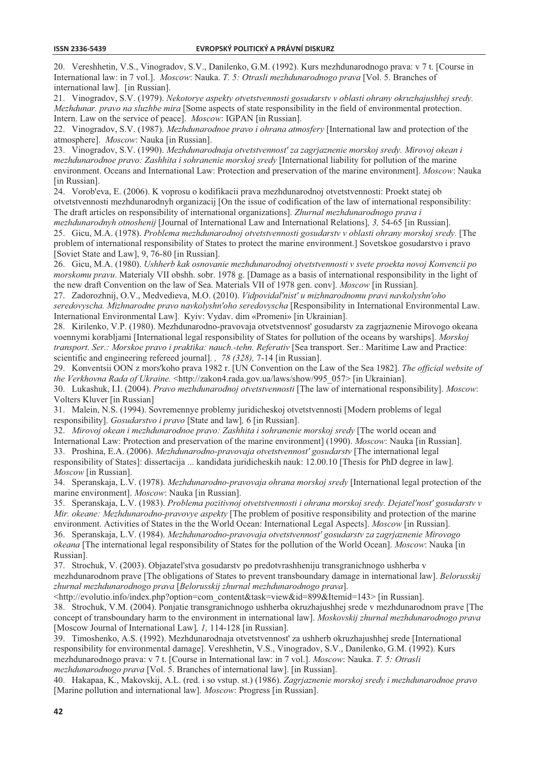20. Vereshhetin, V.S., Vinogradov, S.V., Danilenko, G.M. (1992). Kurs mezhdunarodnogo prava: v 7 t. [Course in International law: in 7 vol.]. *Moscow*: Nauka. *T. 5: Otrasli mezhdunarodnogo prava* [Vol. 5. Branches of international law]. [in Russian].

21. Vinogradov, S.V. (1979). *Nekotorye aspekty otvetstvennosti gosudarstv v oblasti ohrany okruzhajushhej sredy. Mezhdunar. pravo na sluzhbe mira* [Some aspects of state responsibility in the field of environmental protection. Intern. Law on the service of peace]. *Moscow*: IGPAN [in Russian].

22. Vinogradov, S.V. (1987). *Mezhdunarodnoe pravo i ohrana atmosfery* [International law and protection of the atmosphere]. *Moscow*: Nauka [in Russian].

23. Vinogradov, S.V. (1990). *Mezhdunarodnaja otvetstvennost' za zagrjaznenie morskoj sredy. Mirovoj okean i mezhdunarodnoe pravo: Zashhita i sohranenie morskoj sredy* [International liability for pollution of the marine environment. Oceans and International Law: Protection and preservation of the marine environment]. *Moscow*: Nauka [in Russian].

24. Vorob'eva, E. (2006). K voprosu o kodifikacii prava mezhdunarodnoj otvetstvennosti: Proekt statej ob otvetstvennosti mezhdunarodnyh organizacij [On the issue of codification of the law of international responsibility: The draft articles on responsibility of international organizations]. *Zhurnal mezhdunarodnogo prava i mezhdunarodnyh otnoshenij* [Journal of International Law and International Relations]*, 3,* 54-65 [in Russian].

25. Gicu, M.A. (1978). *Problema mezhdunarodnoj otvetstvennosti gosudarstv v oblasti ohrany morskoj sredy.* [The problem of international responsibility of States to protect the marine environment.] Sovetskoe gosudarstvo i pravo [Soviet State and Law], 9, 76-80 [in Russian].

26. Gicu, M.A. (1980). *Ushherb kak osnovanie mezhdunarodnoj otvetstvennosti v svete proekta novoj Konvencii po morskomu pravu*. Materialy VII obshh. sobr. 1978 g. [Damage as a basis of international responsibility in the light of the new draft Convention on the law of Sea. Materials VII of 1978 gen. conv]. *Moscow* [in Russian].

27. Zadorozhnij, O.V., Medvedieva, M.O. (2010). *Vidpovidal'nist' u mizhnarodnomu pravi navkolyshn'oho seredovyscha. Mizhnarodne pravo navkolyshn'oho seredovyscha* [Responsibility in International Environmental Law. International Environmental Law]. Kyiv: Vydav. dim «Promeni» [in Ukrainian].

28. Kirilenko, V.P. (1980). Mezhdunarodno-pravovaja otvetstvennost' gosudarstv za zagrjaznenie Mirovogo okeana voennymi korabljami [International legal responsibility of States for pollution of the oceans by warships]. *Morskoj transport. Ser.: Morskoe pravo i praktika: nauch.-tehn. Referativ* [Sea transport. Ser.: Maritime Law and Practice: scientific and engineering refereed journal]. *, 78 (328),* 7-14 [in Russian].

29. Konventsii OON z mors'koho prava 1982 r. [UN Convention on the Law of the Sea 1982]. *The official website of the Verkhovna Rada of Ukraine.* <http://zakon4.rada.gov.ua/laws/show/995_057> [in Ukrainian].

30. Lukashuk, I.I. (2004). *Pravo mezhdunarodnoj otvetstvennosti* [The law of international responsibility]. *Moscow*: Volters Kluver [in Russian]

31. Malein, N.S. (1994). Sovremennye problemy juridicheskoj otvetstvennosti [Modern problems of legal responsibility]. *Gosudarstvo i pravo* [State and law]*,* 6 [in Russian].

32. *Mirovoj okean i mezhdunarodnoe pravo: Zashhita i sohranenie morskoj sredy* [The world ocean and International Law: Protection and preservation of the marine environment] (1990). *Moscow*: Nauka [in Russian].

33. Proshina, E.A. (2006). *Mezhdunarodno-pravovaja otvetstvennost' gosudarstv* [The international legal responsibility of States]: dissertacija ... kandidata juridicheskih nauk: 12.00.10 [Thesis for PhD degree in law]. *Moscow* [in Russian].

34. Speranskaja, L.V. (1978). *Mezhdunarodno-pravovaja ohrana morskoj sredy* [International legal protection of the marine environment]. *Moscow*: Nauka [in Russian].

35. Speranskaja, L.V. (1983). *Problema pozitivnoj otvetstvennosti i ohrana morskoj sredy. Dejatel'nost' gosudarstv v Mir. okeane: Mezhdunarodno-pravovye aspekty* [The problem of positive responsibility and protection of the marine environment. Activities of States in the the World Ocean: International Legal Aspects]. *Moscow* [in Russian].

36. Speranskaja, L.V. (1984). *Mezhdunarodno-pravovaja otvetstvennost' gosudarstv za zagrjaznenie Mirovogo okeana* [The international legal responsibility of States for the pollution of the World Ocean]. *Moscow*: Nauka [in Russian].

37. Strochuk, V. (2003). Objazatel'stva gosudarstv po predotvrashheniju transgranichnogo ushherba v mezhdunarodnom prave [The obligations of States to prevent transboundary damage in international law]. *Belorusskij zhurnal mezhdunarodnogo prava* [*Belorusskij zhurnal mezhdunarodnogo prava*]. <http://evolutio.info/index.php?option=com_content&task=view&id=899&Itemid=143> [in Russian].

38. Strochuk, V.M. (2004). Ponjatie transgranichnogo ushherba okruzhajushhej srede v mezhdunarodnom prave [The concept of transboundary harm to the environment in international law]. *Moskovskij zhurnal mezhdunarodnogo prava* [Moscow Journal of International Law]*, 1,* 114-128 [in Russian].

39. Timoshenko, A.S. (1992). Mezhdunarodnaja otvetstvennost' za ushherb okruzhajushhej srede [International responsibility for environmental damage]. Vereshhetin, V.S., Vinogradov, S.V., Danilenko, G.M. (1992). Kurs mezhdunarodnogo prava: v 7 t. [Course in International law: in 7 vol.]. *Moscow*: Nauka. *T. 5: Otrasli mezhdunarodnogo prava* [Vol. 5. Branches of international law]. [in Russian].

40. Hakapaa, K., Makovskij, A.L. (red. i so vstup. st.) (1986). *Zagrjaznenie morskoj sredy i mezhdunarodnoe pravo* [Marine pollution and international law]. *Moscow*: Progress [in Russian].